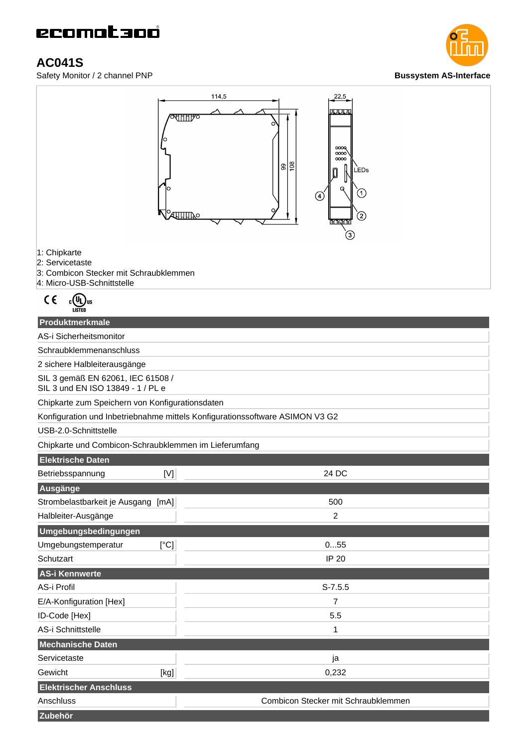ecomat300

# AC041S

Safety Monitor / 2 channel PNP

Bussystem AS-Interface

1: Chipkarte
2: Servicetaste
3: Combicon Stecker mit Schraubklemmen
4: Micro-USB-Schnittstelle

| Produktmerkmale | |
|---|---|
| AS-i Sicherheitsmonitor | |
| Schraubklemmenanschluss | |
| 2 sichere Halbleiterausgänge | |
| SIL 3 gemäß EN 62061, IEC 61508 / SIL 3 und EN ISO 13849 - 1 / PL e | |
| Chipkarte zum Speichern von Konfigurationsdaten | |
| Konfiguration und Inbetriebnahme mittels Konfigurationssoftware ASIMON V3 G2 | |
| USB-2.0-Schnittstelle | |
| Chipkarte und Combicon-Schraubklemmen im Lieferumfang | |
| **Elektrische Daten** | |
| Betriebsspannung [V] | 24 DC |
| **Ausgänge** | |
| Strombelastbarkeit je Ausgang [mA] | 500 |
| Halbleiter-Ausgänge | 2 |
| **Umgebungsbedingungen** | |
| Umgebungstemperatur [°C] | 0...55 |
| Schutzart | IP 20 |
| **AS-i Kennwerte** | |
| AS-i Profil | S-7.5.5 |
| E/A-Konfiguration [Hex] | 7 |
| ID-Code [Hex] | 5.5 |
| AS-i Schnittstelle | 1 |
| **Mechanische Daten** | |
| Servicetaste | ja |
| Gewicht [kg] | 0,232 |
| **Elektrischer Anschluss** | |
| Anschluss | Combicon Stecker mit Schraubklemmen |
| **Zubehör** | |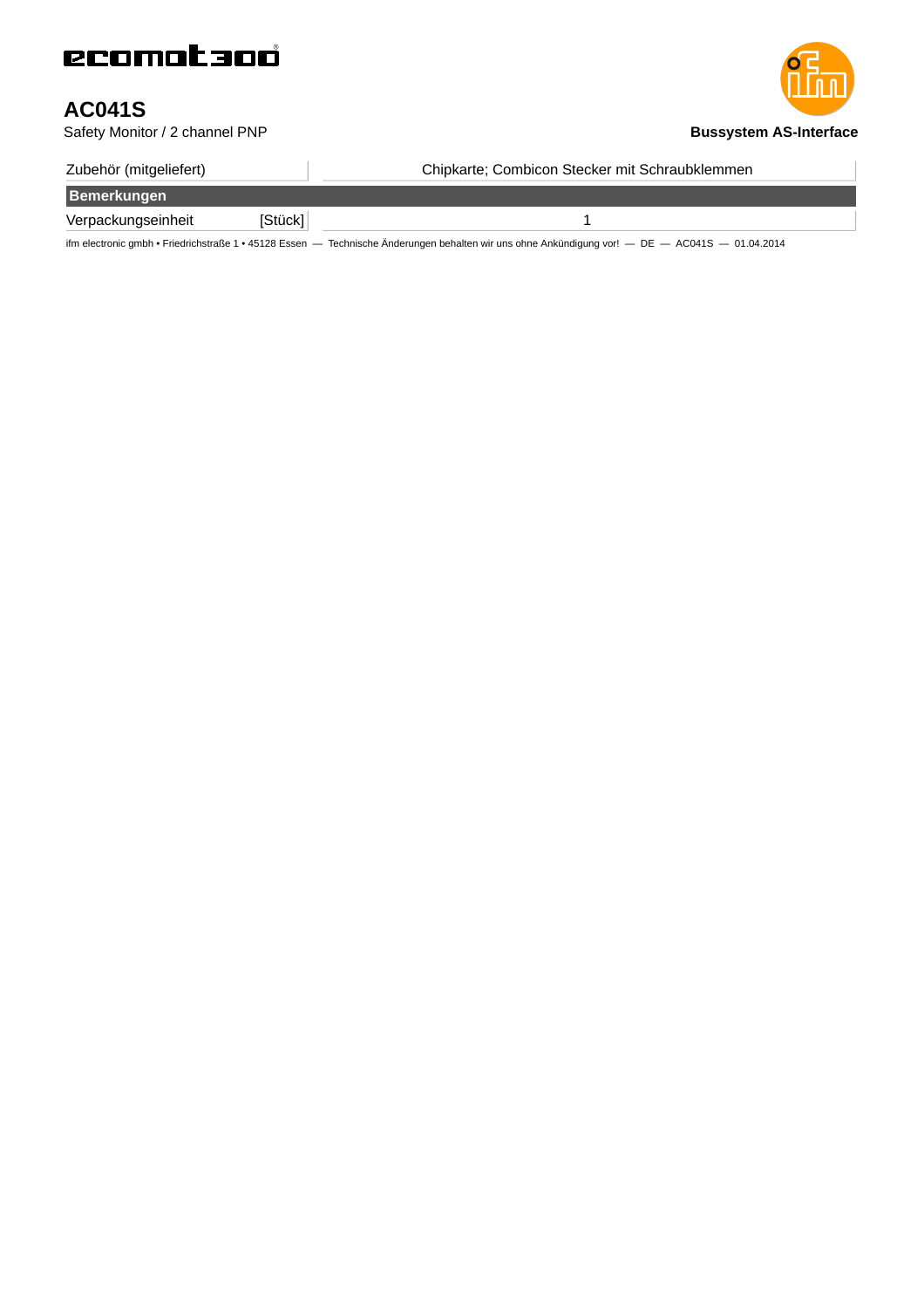# AC041S

Safety Monitor / 2 channel PNP

**Bussystem AS-Interface**

| | |
|---|---|
| Zubehör (mitgeliefert) | Chipkarte; Combicon Stecker mit Schraubklemmen |
| **Bemerkungen** | |
| Verpackungseinheit [Stück] | 1 |

ifm electronic gmbh • Friedrichstraße 1 • 45128 Essen — Technische Änderungen behalten wir uns ohne Ankündigung vor! — DE — AC041S — 01.04.2014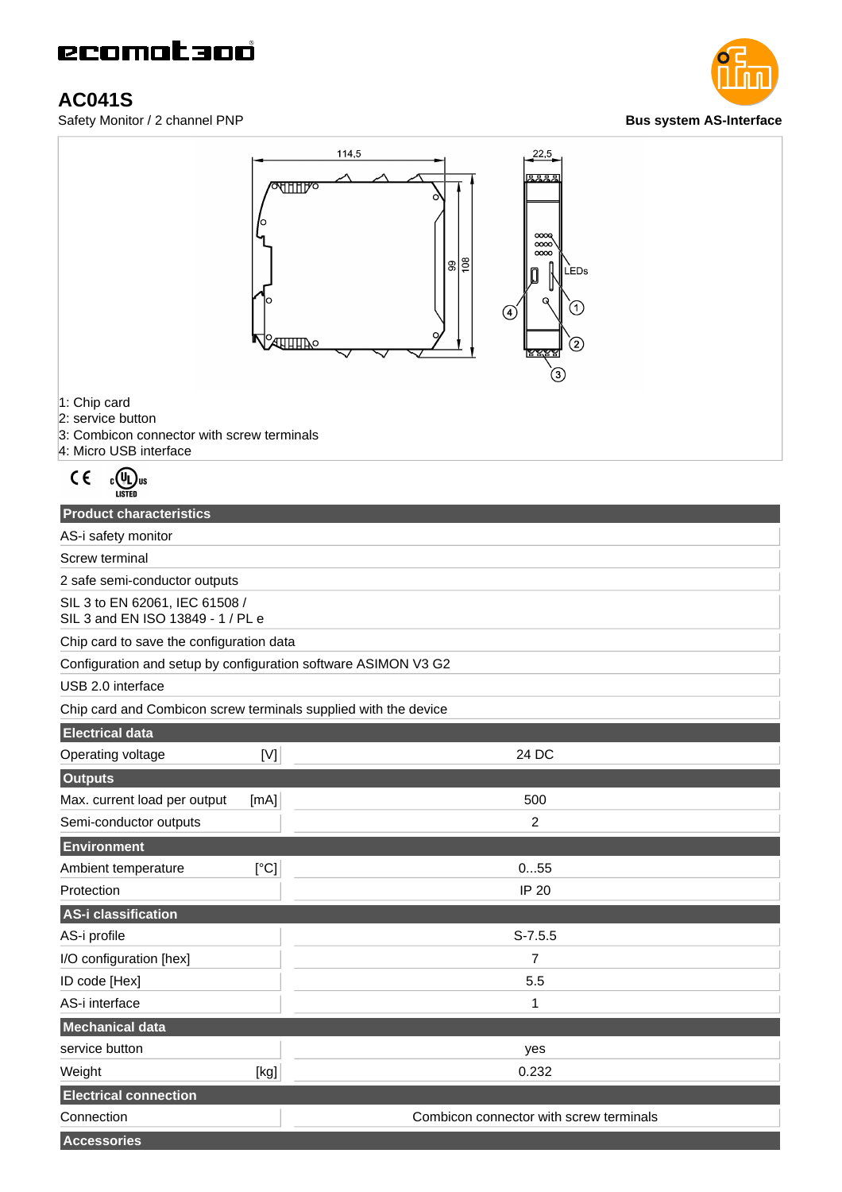ecomat300

# AC041S

Safety Monitor / 2 channel PNP

**Bus system AS-Interface**

1: Chip card
2: service button
3: Combicon connector with screw terminals
4: Micro USB interface

| Product characteristics | |
|---|---|
| AS-i safety monitor | |
| Screw terminal | |
| 2 safe semi-conductor outputs | |
| SIL 3 to EN 62061, IEC 61508 / SIL 3 and EN ISO 13849 - 1 / PL e | |
| Chip card to save the configuration data | |
| Configuration and setup by configuration software ASIMON V3 G2 | |
| USB 2.0 interface | |
| Chip card and Combicon screw terminals supplied with the device | |
| **Electrical data** | |
| Operating voltage [V] | 24 DC |
| **Outputs** | |
| Max. current load per output [mA] | 500 |
| Semi-conductor outputs | 2 |
| **Environment** | |
| Ambient temperature [°C] | 0...55 |
| Protection | IP 20 |
| **AS-i classification** | |
| AS-i profile | S-7.5.5 |
| I/O configuration [hex] | 7 |
| ID code [Hex] | 5.5 |
| AS-i interface | 1 |
| **Mechanical data** | |
| service button | yes |
| Weight [kg] | 0.232 |
| **Electrical connection** | |
| Connection | Combicon connector with screw terminals |
| **Accessories** | |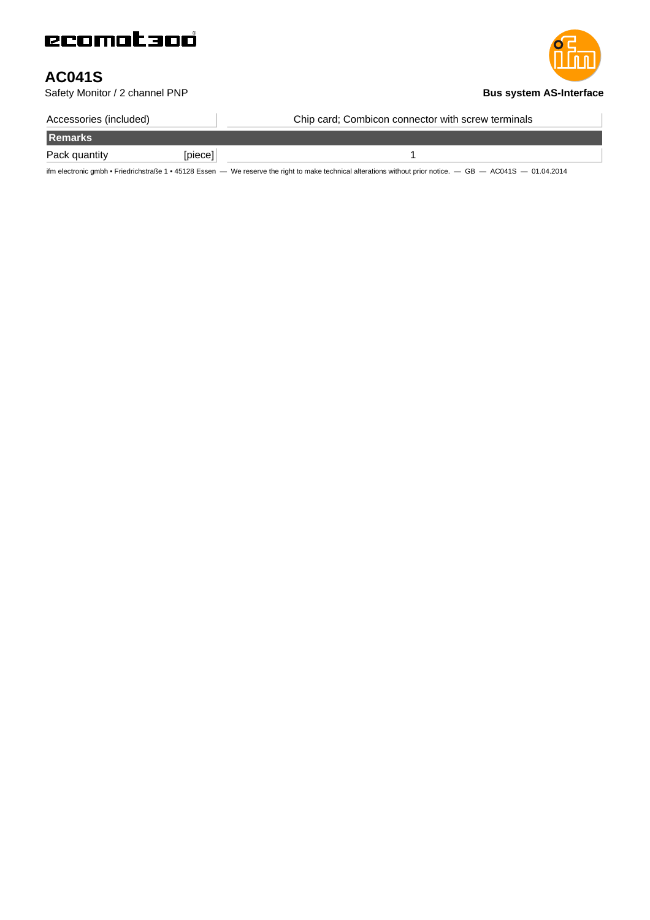# AC041S

Safety Monitor / 2 channel PNP

**Bus system AS-Interface**

| | |
|---|---|
| Accessories (included) | Chip card; Combicon connector with screw terminals |
| **Remarks** | |
| Pack quantity [piece] | 1 |

ifm electronic gmbh • Friedrichstraße 1 • 45128 Essen — We reserve the right to make technical alterations without prior notice. — GB — AC041S — 01.04.2014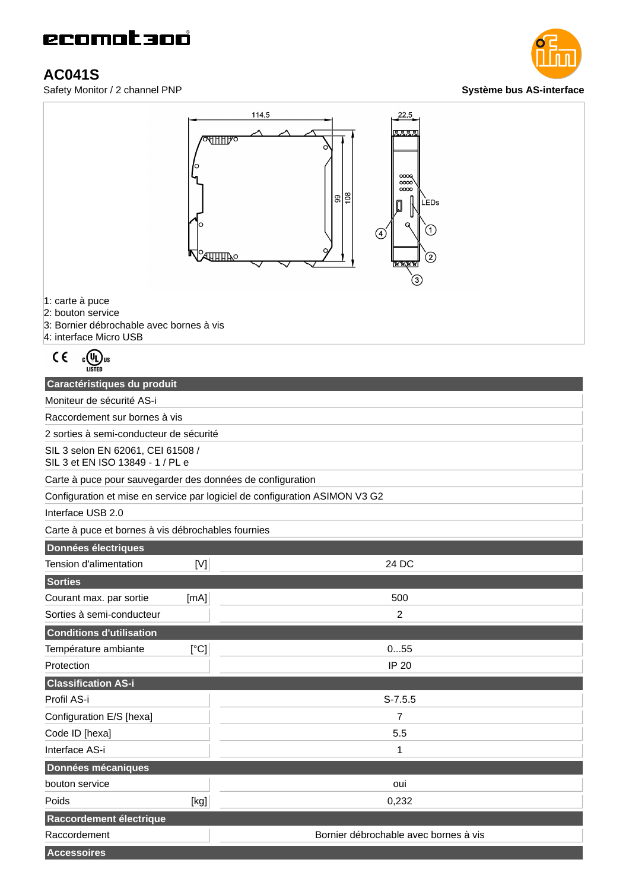# ecomat300

## AC041S

Safety Monitor / 2 channel PNP

**Système bus AS-interface**

1: carte à puce
2: bouton service
3: Bornier débrochable avec bornes à vis
4: interface Micro USB

| **Caractéristiques du produit** | |
|---|---|
| Moniteur de sécurité AS-i | |
| Raccordement sur bornes à vis | |
| 2 sorties à semi-conducteur de sécurité | |
| SIL 3 selon EN 62061, CEI 61508 / SIL 3 et EN ISO 13849 - 1 / PL e | |
| Carte à puce pour sauvegarder des données de configuration | |
| Configuration et mise en service par logiciel de configuration ASIMON V3 G2 | |
| Interface USB 2.0 | |
| Carte à puce et bornes à vis débrochables fournies | |
| **Données électriques** | |
| Tension d'alimentation [V] | 24 DC |
| **Sorties** | |
| Courant max. par sortie [mA] | 500 |
| Sorties à semi-conducteur | 2 |
| **Conditions d'utilisation** | |
| Température ambiante [°C] | 0...55 |
| Protection | IP 20 |
| **Classification AS-i** | |
| Profil AS-i | S-7.5.5 |
| Configuration E/S [hexa] | 7 |
| Code ID [hexa] | 5.5 |
| Interface AS-i | 1 |
| **Données mécaniques** | |
| bouton service | oui |
| Poids [kg] | 0,232 |
| **Raccordement électrique** | |
| Raccordement | Bornier débrochable avec bornes à vis |
| **Accessoires** | |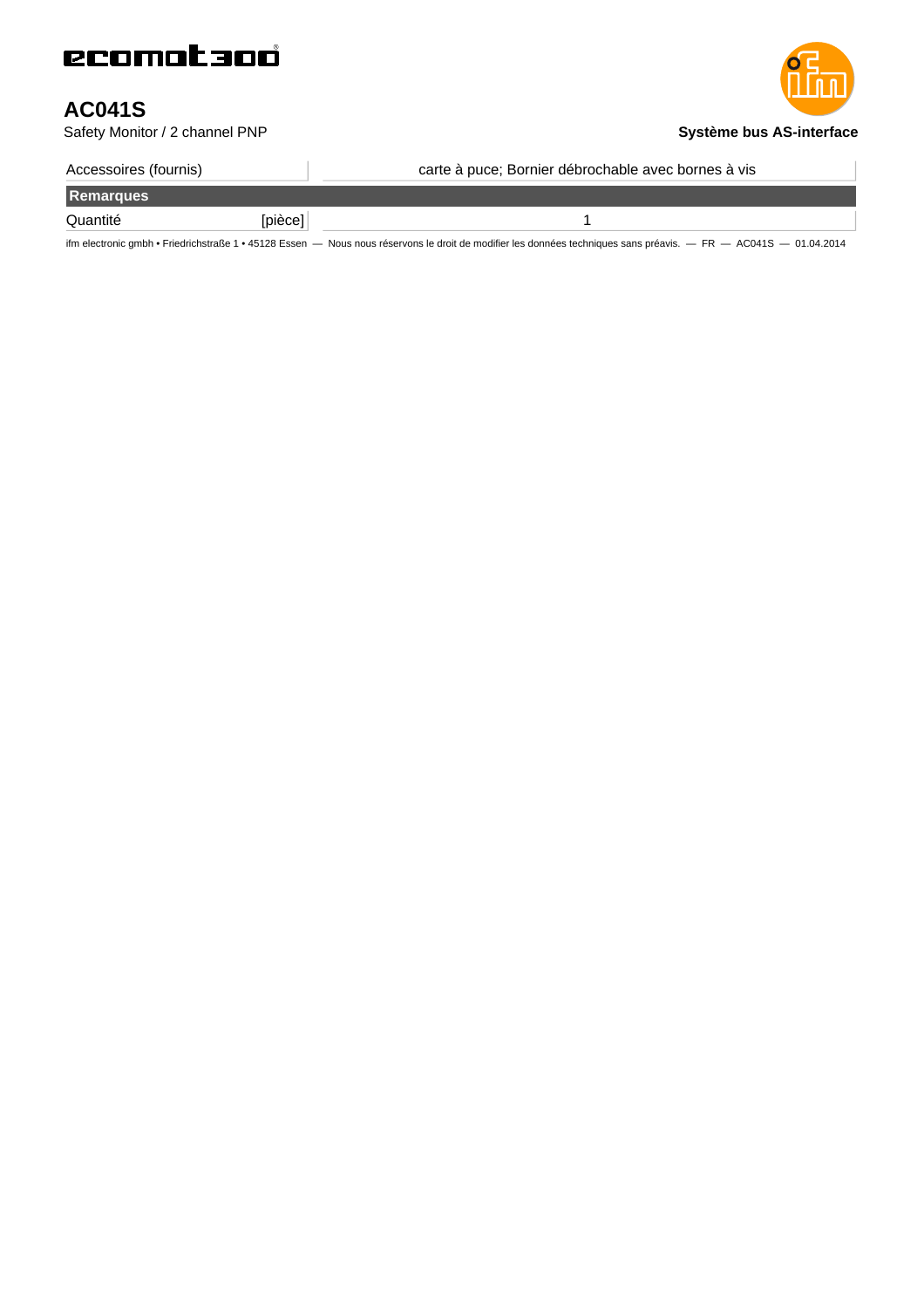| | |
|---|---|
| Accessoires (fournis) | carte à puce; Bornier débrochable avec bornes à vis |
| **Remarques** | |
| Quantité [pièce] | 1 |